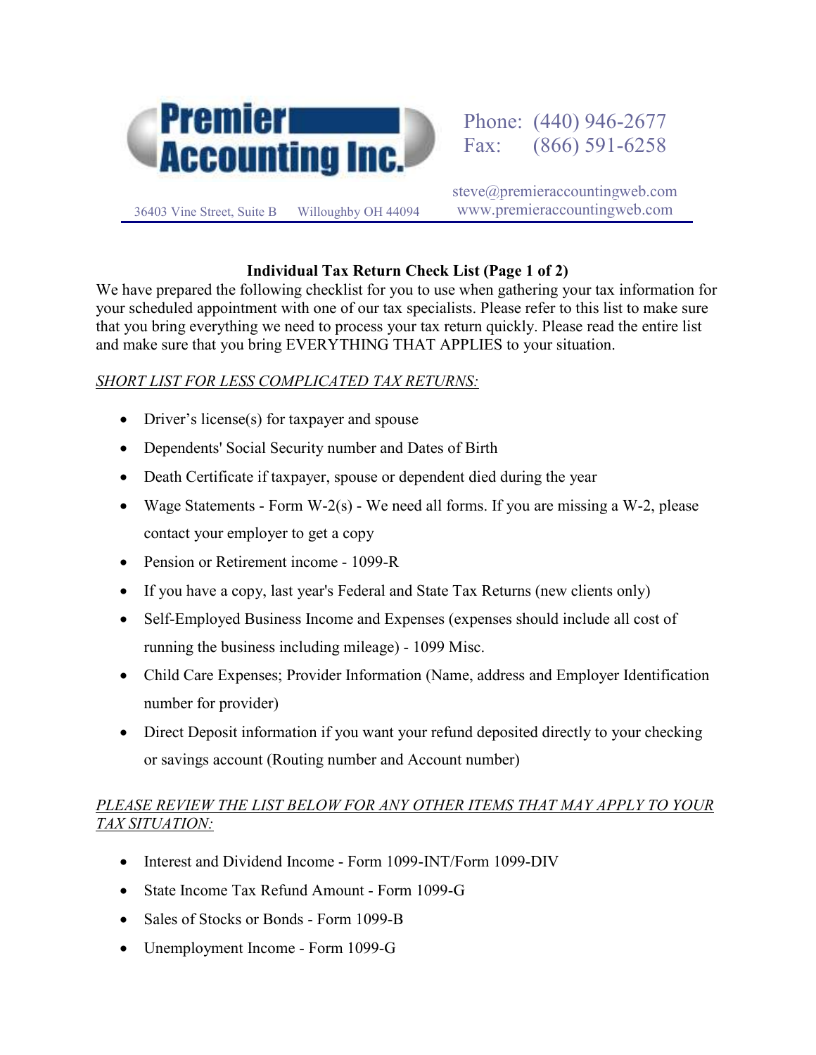**Premier Accounting Inc.**

Phone: (440) 946-2677
Fax: (866) 591-6258

steve@premieraccountingweb.com
www.premieraccountingweb.com

36403 Vine Street, Suite B Willoughby OH 44094

## Individual Tax Return Check List (Page 1 of 2)

We have prepared the following checklist for you to use when gathering your tax information for your scheduled appointment with one of our tax specialists. Please refer to this list to make sure that you bring everything we need to process your tax return quickly. Please read the entire list and make sure that you bring EVERYTHING THAT APPLIES to your situation.

*SHORT LIST FOR LESS COMPLICATED TAX RETURNS:*

- Driver's license(s) for taxpayer and spouse
- Dependents' Social Security number and Dates of Birth
- Death Certificate if taxpayer, spouse or dependent died during the year
- Wage Statements - Form W-2(s) - We need all forms. If you are missing a W-2, please contact your employer to get a copy
- Pension or Retirement income - 1099-R
- If you have a copy, last year's Federal and State Tax Returns (new clients only)
- Self-Employed Business Income and Expenses (expenses should include all cost of running the business including mileage) - 1099 Misc.
- Child Care Expenses; Provider Information (Name, address and Employer Identification number for provider)
- Direct Deposit information if you want your refund deposited directly to your checking or savings account (Routing number and Account number)

*PLEASE REVIEW THE LIST BELOW FOR ANY OTHER ITEMS THAT MAY APPLY TO YOUR TAX SITUATION:*

- Interest and Dividend Income - Form 1099-INT/Form 1099-DIV
- State Income Tax Refund Amount - Form 1099-G
- Sales of Stocks or Bonds - Form 1099-B
- Unemployment Income - Form 1099-G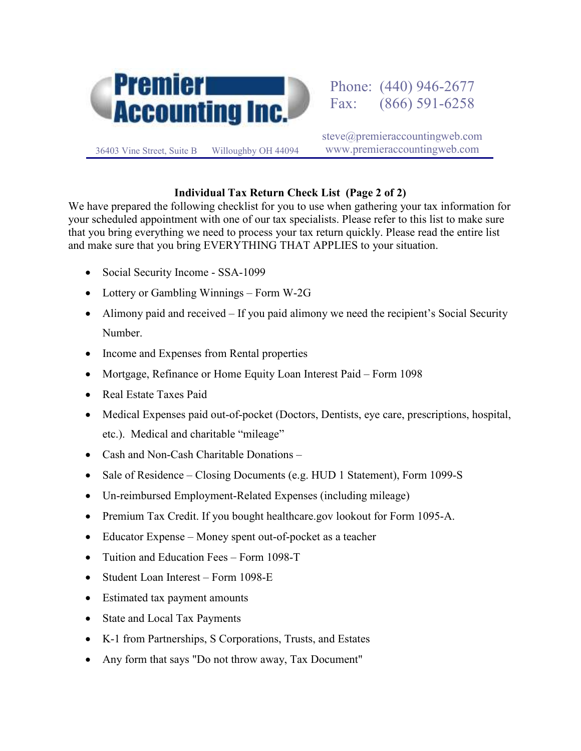Premier Accounting Inc.

Phone: (440) 946-2677
Fax: (866) 591-6258

36403 Vine Street, Suite B Willoughby OH 44094

steve@premieraccountingweb.com
www.premieraccountingweb.com

**Individual Tax Return Check List (Page 2 of 2)**

We have prepared the following checklist for you to use when gathering your tax information for your scheduled appointment with one of our tax specialists. Please refer to this list to make sure that you bring everything we need to process your tax return quickly. Please read the entire list and make sure that you bring EVERYTHING THAT APPLIES to your situation.

- Social Security Income - SSA-1099
- Lottery or Gambling Winnings – Form W-2G
- Alimony paid and received – If you paid alimony we need the recipient's Social Security Number.
- Income and Expenses from Rental properties
- Mortgage, Refinance or Home Equity Loan Interest Paid – Form 1098
- Real Estate Taxes Paid
- Medical Expenses paid out-of-pocket (Doctors, Dentists, eye care, prescriptions, hospital, etc.). Medical and charitable "mileage"
- Cash and Non-Cash Charitable Donations –
- Sale of Residence – Closing Documents (e.g. HUD 1 Statement), Form 1099-S
- Un-reimbursed Employment-Related Expenses (including mileage)
- Premium Tax Credit. If you bought healthcare.gov lookout for Form 1095-A.
- Educator Expense – Money spent out-of-pocket as a teacher
- Tuition and Education Fees – Form 1098-T
- Student Loan Interest – Form 1098-E
- Estimated tax payment amounts
- State and Local Tax Payments
- K-1 from Partnerships, S Corporations, Trusts, and Estates
- Any form that says "Do not throw away, Tax Document"